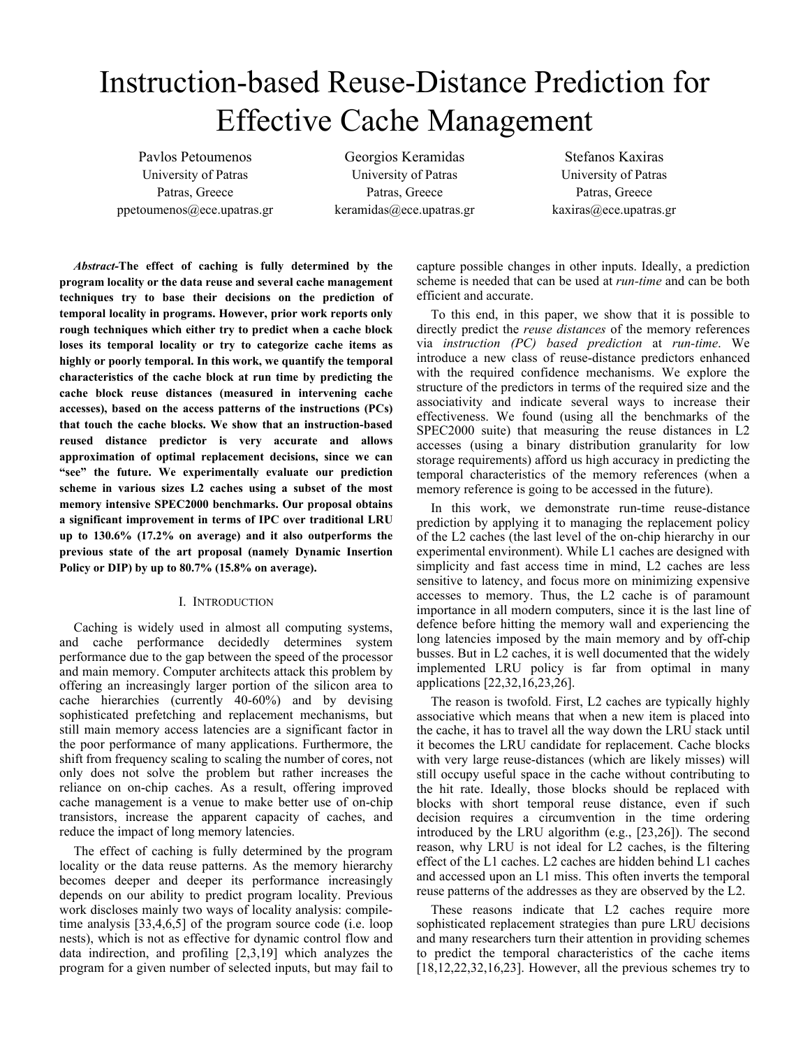# Instruction-based Reuse-Distance Prediction for Effective Cache Management

Pavlos Petoumenos
University of Patras
Patras, Greece
ppetoumenos@ece.upatras.gr

Georgios Keramidas
University of Patras
Patras, Greece
keramidas@ece.upatras.gr

Stefanos Kaxiras
University of Patras
Patras, Greece
kaxiras@ece.upatras.gr

***Abstract*-The effect of caching is fully determined by the program locality or the data reuse and several cache management techniques try to base their decisions on the prediction of temporal locality in programs. However, prior work reports only rough techniques which either try to predict when a cache block loses its temporal locality or try to categorize cache items as highly or poorly temporal. In this work, we quantify the temporal characteristics of the cache block at run time by predicting the cache block reuse distances (measured in intervening cache accesses), based on the access patterns of the instructions (PCs) that touch the cache blocks. We show that an instruction-based reused distance predictor is very accurate and allows approximation of optimal replacement decisions, since we can "see" the future. We experimentally evaluate our prediction scheme in various sizes L2 caches using a subset of the most memory intensive SPEC2000 benchmarks. Our proposal obtains a significant improvement in terms of IPC over traditional LRU up to 130.6% (17.2% on average) and it also outperforms the previous state of the art proposal (namely Dynamic Insertion Policy or DIP) by up to 80.7% (15.8% on average).**

## I. Introduction

Caching is widely used in almost all computing systems, and cache performance decidedly determines system performance due to the gap between the speed of the processor and main memory. Computer architects attack this problem by offering an increasingly larger portion of the silicon area to cache hierarchies (currently 40-60%) and by devising sophisticated prefetching and replacement mechanisms, but still main memory access latencies are a significant factor in the poor performance of many applications. Furthermore, the shift from frequency scaling to scaling the number of cores, not only does not solve the problem but rather increases the reliance on on-chip caches. As a result, offering improved cache management is a venue to make better use of on-chip transistors, increase the apparent capacity of caches, and reduce the impact of long memory latencies.

The effect of caching is fully determined by the program locality or the data reuse patterns. As the memory hierarchy becomes deeper and deeper its performance increasingly depends on our ability to predict program locality. Previous work discloses mainly two ways of locality analysis: compile-time analysis [33,4,6,5] of the program source code (i.e. loop nests), which is not as effective for dynamic control flow and data indirection, and profiling [2,3,19] which analyzes the program for a given number of selected inputs, but may fail to capture possible changes in other inputs. Ideally, a prediction scheme is needed that can be used at *run-time* and can be both efficient and accurate.

To this end, in this paper, we show that it is possible to directly predict the *reuse distances* of the memory references via *instruction (PC) based prediction* at *run-time*. We introduce a new class of reuse-distance predictors enhanced with the required confidence mechanisms. We explore the structure of the predictors in terms of the required size and the associativity and indicate several ways to increase their effectiveness. We found (using all the benchmarks of the SPEC2000 suite) that measuring the reuse distances in L2 accesses (using a binary distribution granularity for low storage requirements) afford us high accuracy in predicting the temporal characteristics of the memory references (when a memory reference is going to be accessed in the future).

In this work, we demonstrate run-time reuse-distance prediction by applying it to managing the replacement policy of the L2 caches (the last level of the on-chip hierarchy in our experimental environment). While L1 caches are designed with simplicity and fast access time in mind, L2 caches are less sensitive to latency, and focus more on minimizing expensive accesses to memory. Thus, the L2 cache is of paramount importance in all modern computers, since it is the last line of defence before hitting the memory wall and experiencing the long latencies imposed by the main memory and by off-chip busses. But in L2 caches, it is well documented that the widely implemented LRU policy is far from optimal in many applications [22,32,16,23,26].

The reason is twofold. First, L2 caches are typically highly associative which means that when a new item is placed into the cache, it has to travel all the way down the LRU stack until it becomes the LRU candidate for replacement. Cache blocks with very large reuse-distances (which are likely misses) will still occupy useful space in the cache without contributing to the hit rate. Ideally, those blocks should be replaced with blocks with short temporal reuse distance, even if such decision requires a circumvention in the time ordering introduced by the LRU algorithm (e.g., [23,26]). The second reason, why LRU is not ideal for L2 caches, is the filtering effect of the L1 caches. L2 caches are hidden behind L1 caches and accessed upon an L1 miss. This often inverts the temporal reuse patterns of the addresses as they are observed by the L2.

These reasons indicate that L2 caches require more sophisticated replacement strategies than pure LRU decisions and many researchers turn their attention in providing schemes to predict the temporal characteristics of the cache items [18,12,22,32,16,23]. However, all the previous schemes try to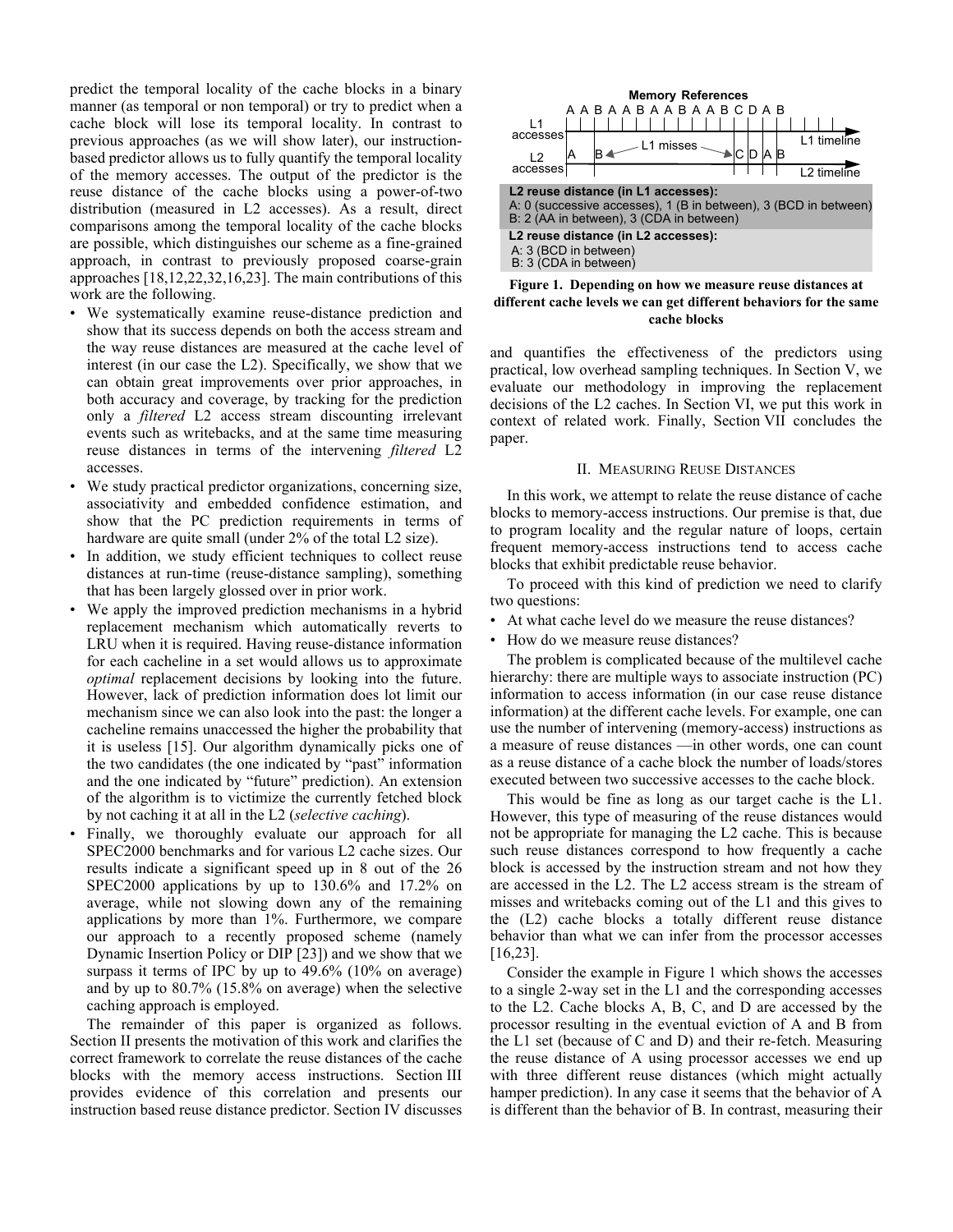predict the temporal locality of the cache blocks in a binary manner (as temporal or non temporal) or try to predict when a cache block will lose its temporal locality. In contrast to previous approaches (as we will show later), our instruction-based predictor allows us to fully quantify the temporal locality of the memory accesses. The output of the predictor is the reuse distance of the cache blocks using a power-of-two distribution (measured in L2 accesses). As a result, direct comparisons among the temporal locality of the cache blocks are possible, which distinguishes our scheme as a fine-grained approach, in contrast to previously proposed coarse-grain approaches [18,12,22,32,16,23]. The main contributions of this work are the following.

- We systematically examine reuse-distance prediction and show that its success depends on both the access stream and the way reuse distances are measured at the cache level of interest (in our case the L2). Specifically, we show that we can obtain great improvements over prior approaches, in both accuracy and coverage, by tracking for the prediction only a *filtered* L2 access stream discounting irrelevant events such as writebacks, and at the same time measuring reuse distances in terms of the intervening *filtered* L2 accesses.
- We study practical predictor organizations, concerning size, associativity and embedded confidence estimation, and show that the PC prediction requirements in terms of hardware are quite small (under 2% of the total L2 size).
- In addition, we study efficient techniques to collect reuse distances at run-time (reuse-distance sampling), something that has been largely glossed over in prior work.
- We apply the improved prediction mechanisms in a hybrid replacement mechanism which automatically reverts to LRU when it is required. Having reuse-distance information for each cacheline in a set would allows us to approximate *optimal* replacement decisions by looking into the future. However, lack of prediction information does lot limit our mechanism since we can also look into the past: the longer a cacheline remains unaccessed the higher the probability that it is useless [15]. Our algorithm dynamically picks one of the two candidates (the one indicated by "past" information and the one indicated by "future" prediction). An extension of the algorithm is to victimize the currently fetched block by not caching it at all in the L2 (*selective caching*).
- Finally, we thoroughly evaluate our approach for all SPEC2000 benchmarks and for various L2 cache sizes. Our results indicate a significant speed up in 8 out of the 26 SPEC2000 applications by up to 130.6% and 17.2% on average, while not slowing down any of the remaining applications by more than 1%. Furthermore, we compare our approach to a recently proposed scheme (namely Dynamic Insertion Policy or DIP [23]) and we show that we surpass it terms of IPC by up to 49.6% (10% on average) and by up to 80.7% (15.8% on average) when the selective caching approach is employed.

The remainder of this paper is organized as follows. Section II presents the motivation of this work and clarifies the correct framework to correlate the reuse distances of the cache blocks with the memory access instructions. Section III provides evidence of this correlation and presents our instruction based reuse distance predictor. Section IV discusses and quantifies the effectiveness of the predictors using practical, low overhead sampling techniques. In Section V, we evaluate our methodology in improving the replacement decisions of the L2 caches. In Section VI, we put this work in context of related work. Finally, Section VII concludes the paper.

**Memory References**

A A B A A B A A B A A B C D A B

L1 accesses — L1 timeline

L2 accesses: A B ← L1 misses → C D A B — L2 timeline

**L2 reuse distance (in L1 accesses):**
A: 0 (successive accesses), 1 (B in between), 3 (BCD in between)
B: 2 (AA in between), 3 (CDA in between)

**L2 reuse distance (in L2 accesses):**
A: 3 (BCD in between)
B: 3 (CDA in between)

**Figure 1. Depending on how we measure reuse distances at different cache levels we can get different behaviors for the same cache blocks**

## II. Measuring Reuse Distances

In this work, we attempt to relate the reuse distance of cache blocks to memory-access instructions. Our premise is that, due to program locality and the regular nature of loops, certain frequent memory-access instructions tend to access cache blocks that exhibit predictable reuse behavior.

To proceed with this kind of prediction we need to clarify two questions:

- At what cache level do we measure the reuse distances?
- How do we measure reuse distances?

The problem is complicated because of the multilevel cache hierarchy: there are multiple ways to associate instruction (PC) information to access information (in our case reuse distance information) at the different cache levels. For example, one can use the number of intervening (memory-access) instructions as a measure of reuse distances —in other words, one can count as a reuse distance of a cache block the number of loads/stores executed between two successive accesses to the cache block.

This would be fine as long as our target cache is the L1. However, this type of measuring of the reuse distances would not be appropriate for managing the L2 cache. This is because such reuse distances correspond to how frequently a cache block is accessed by the instruction stream and not how they are accessed in the L2. The L2 access stream is the stream of misses and writebacks coming out of the L1 and this gives to the (L2) cache blocks a totally different reuse distance behavior than what we can infer from the processor accesses [16,23].

Consider the example in Figure 1 which shows the accesses to a single 2-way set in the L1 and the corresponding accesses to the L2. Cache blocks A, B, C, and D are accessed by the processor resulting in the eventual eviction of A and B from the L1 set (because of C and D) and their re-fetch. Measuring the reuse distance of A using processor accesses we end up with three different reuse distances (which might actually hamper prediction). In any case it seems that the behavior of A is different than the behavior of B. In contrast, measuring their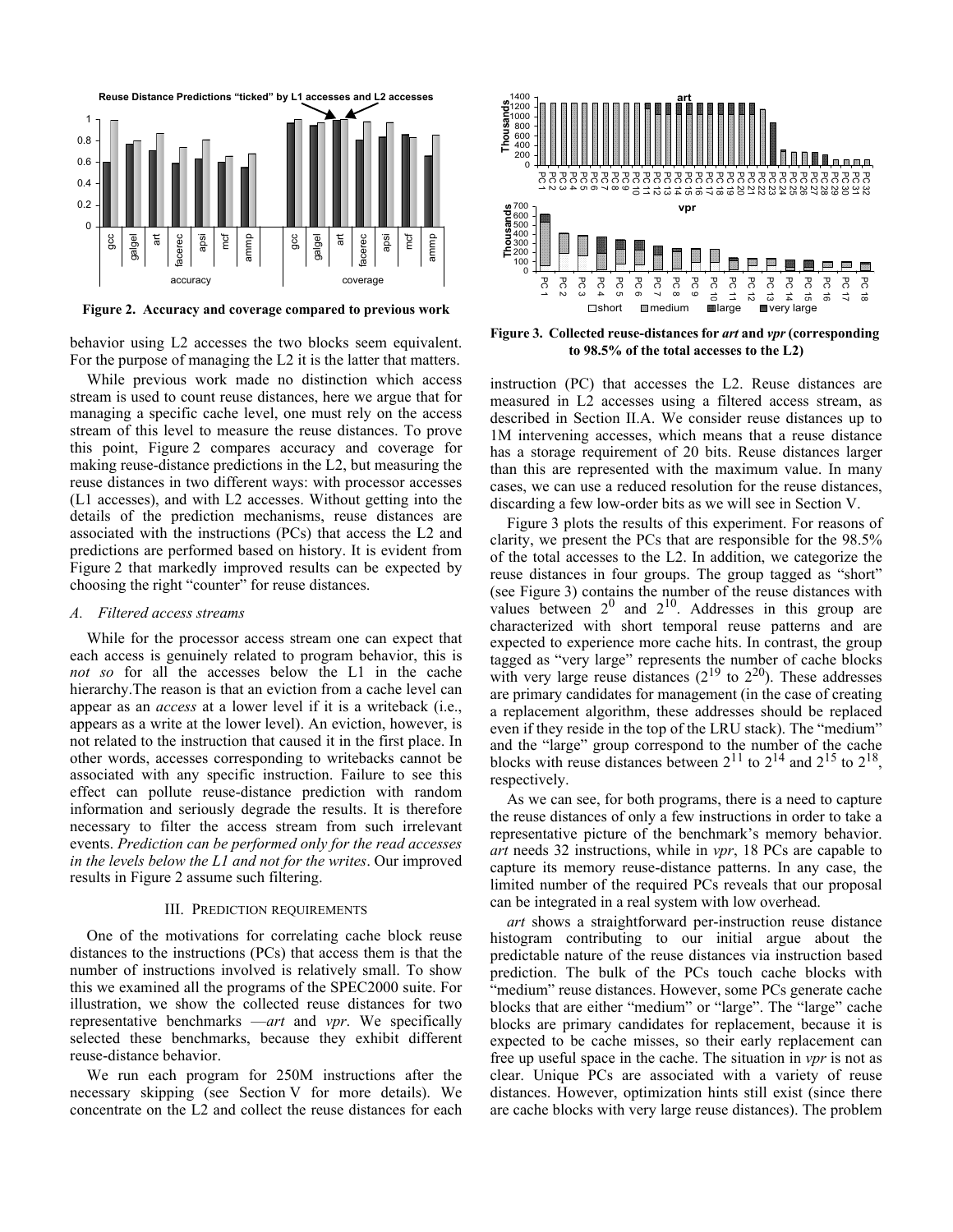Figure 2. Accuracy and coverage compared to previous work

behavior using L2 accesses the two blocks seem equivalent. For the purpose of managing the L2 it is the latter that matters.

While previous work made no distinction which access stream is used to count reuse distances, here we argue that for managing a specific cache level, one must rely on the access stream of this level to measure the reuse distances. To prove this point, Figure 2 compares accuracy and coverage for making reuse-distance predictions in the L2, but measuring the reuse distances in two different ways: with processor accesses (L1 accesses), and with L2 accesses. Without getting into the details of the prediction mechanisms, reuse distances are associated with the instructions (PCs) that access the L2 and predictions are performed based on history. It is evident from Figure 2 that markedly improved results can be expected by choosing the right "counter" for reuse distances.

### A. Filtered access streams

While for the processor access stream one can expect that each access is genuinely related to program behavior, this is *not so* for all the accesses below the L1 in the cache hierarchy.The reason is that an eviction from a cache level can appear as an *access* at a lower level if it is a writeback (i.e., appears as a write at the lower level). An eviction, however, is not related to the instruction that caused it in the first place. In other words, accesses corresponding to writebacks cannot be associated with any specific instruction. Failure to see this effect can pollute reuse-distance prediction with random information and seriously degrade the results. It is therefore necessary to filter the access stream from such irrelevant events. *Prediction can be performed only for the read accesses in the levels below the L1 and not for the writes*. Our improved results in Figure 2 assume such filtering.

## III. Prediction requirements

One of the motivations for correlating cache block reuse distances to the instructions (PCs) that access them is that the number of instructions involved is relatively small. To show this we examined all the programs of the SPEC2000 suite. For illustration, we show the collected reuse distances for two representative benchmarks —*art* and *vpr*. We specifically selected these benchmarks, because they exhibit different reuse-distance behavior.

We run each program for 250M instructions after the necessary skipping (see Section V for more details). We concentrate on the L2 and collect the reuse distances for each

Figure 3. Collected reuse-distances for *art* and *vpr* (corresponding to 98.5% of the total accesses to the L2)

instruction (PC) that accesses the L2. Reuse distances are measured in L2 accesses using a filtered access stream, as described in Section II.A. We consider reuse distances up to 1M intervening accesses, which means that a reuse distance has a storage requirement of 20 bits. Reuse distances larger than this are represented with the maximum value. In many cases, we can use a reduced resolution for the reuse distances, discarding a few low-order bits as we will see in Section V.

Figure 3 plots the results of this experiment. For reasons of clarity, we present the PCs that are responsible for the 98.5% of the total accesses to the L2. In addition, we categorize the reuse distances in four groups. The group tagged as "short" (see Figure 3) contains the number of the reuse distances with values between $2^0$ and $2^{10}$. Addresses in this group are characterized with short temporal reuse patterns and are expected to experience more cache hits. In contrast, the group tagged as "very large" represents the number of cache blocks with very large reuse distances ($2^{19}$ to $2^{20}$). These addresses are primary candidates for management (in the case of creating a replacement algorithm, these addresses should be replaced even if they reside in the top of the LRU stack). The "medium" and the "large" group correspond to the number of the cache blocks with reuse distances between $2^{11}$ to $2^{14}$ and $2^{15}$ to $2^{18}$, respectively.

As we can see, for both programs, there is a need to capture the reuse distances of only a few instructions in order to take a representative picture of the benchmark's memory behavior. *art* needs 32 instructions, while in *vpr*, 18 PCs are capable to capture its memory reuse-distance patterns. In any case, the limited number of the required PCs reveals that our proposal can be integrated in a real system with low overhead.

*art* shows a straightforward per-instruction reuse distance histogram contributing to our initial argue about the predictable nature of the reuse distances via instruction based prediction. The bulk of the PCs touch cache blocks with "medium" reuse distances. However, some PCs generate cache blocks that are either "medium" or "large". The "large" cache blocks are primary candidates for replacement, because it is expected to be cache misses, so their early replacement can free up useful space in the cache. The situation in *vpr* is not as clear. Unique PCs are associated with a variety of reuse distances. However, optimization hints still exist (since there are cache blocks with very large reuse distances). The problem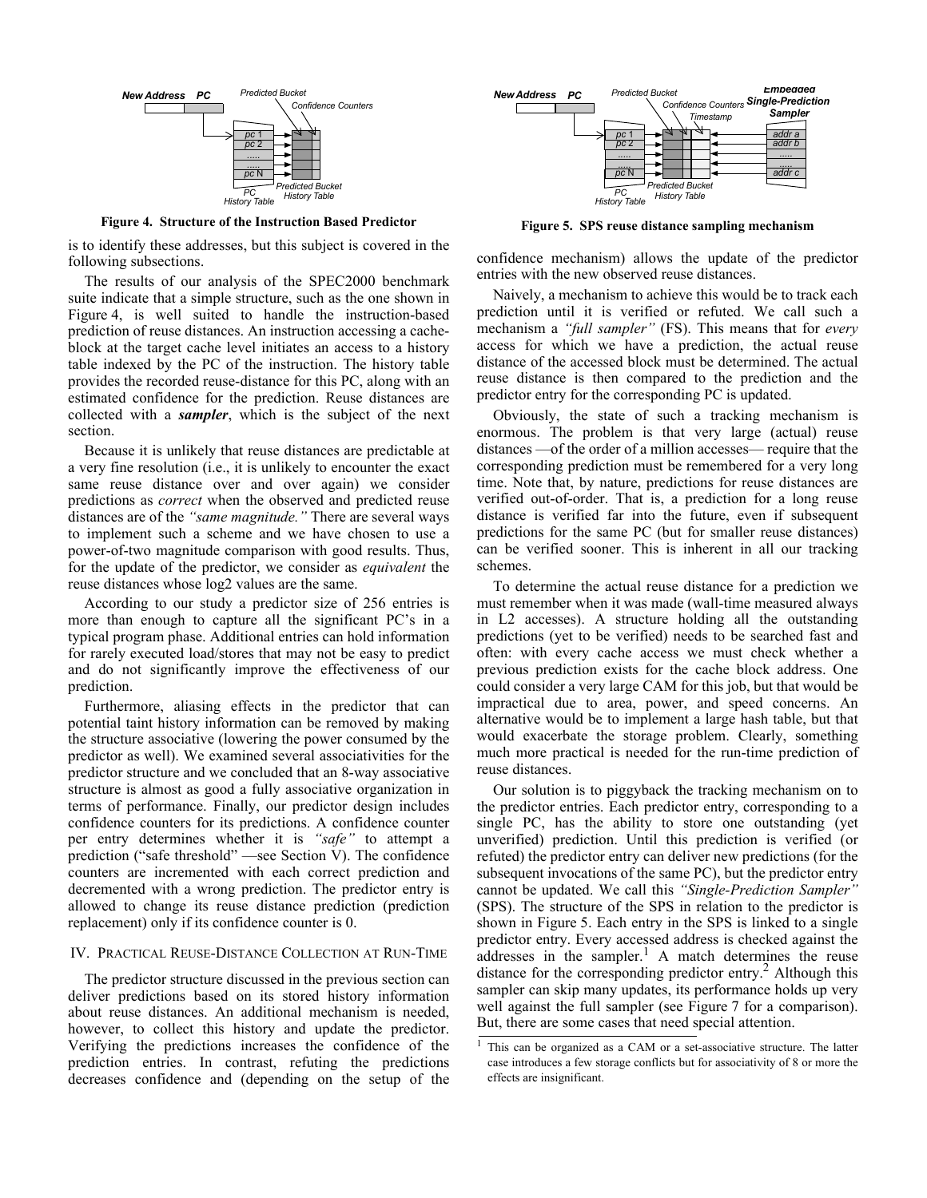New Address PC

Predicted Bucket

Confidence Counters

pc 1

pc 2

.....

.....

pc N

PC History Table

Predicted Bucket History Table

**Figure 4. Structure of the Instruction Based Predictor**

is to identify these addresses, but this subject is covered in the following subsections.

The results of our analysis of the SPEC2000 benchmark suite indicate that a simple structure, such as the one shown in Figure 4, is well suited to handle the instruction-based prediction of reuse distances. An instruction accessing a cache-block at the target cache level initiates an access to a history table indexed by the PC of the instruction. The history table provides the recorded reuse-distance for this PC, along with an estimated confidence for the prediction. Reuse distances are collected with a ***sampler***, which is the subject of the next section.

Because it is unlikely that reuse distances are predictable at a very fine resolution (i.e., it is unlikely to encounter the exact same reuse distance over and over again) we consider predictions as *correct* when the observed and predicted reuse distances are of the *"same magnitude."* There are several ways to implement such a scheme and we have chosen to use a power-of-two magnitude comparison with good results. Thus, for the update of the predictor, we consider as *equivalent* the reuse distances whose log2 values are the same.

According to our study a predictor size of 256 entries is more than enough to capture all the significant PC's in a typical program phase. Additional entries can hold information for rarely executed load/stores that may not be easy to predict and do not significantly improve the effectiveness of our prediction.

Furthermore, aliasing effects in the predictor that can potential taint history information can be removed by making the structure associative (lowering the power consumed by the predictor as well). We examined several associativities for the predictor structure and we concluded that an 8-way associative structure is almost as good a fully associative organization in terms of performance. Finally, our predictor design includes confidence counters for its predictions. A confidence counter per entry determines whether it is *"safe"* to attempt a prediction ("safe threshold" —see Section V). The confidence counters are incremented with each correct prediction and decremented with a wrong prediction. The predictor entry is allowed to change its reuse distance prediction (prediction replacement) only if its confidence counter is 0.

## IV. Practical Reuse-Distance Collection at Run-Time

The predictor structure discussed in the previous section can deliver predictions based on its stored history information about reuse distances. An additional mechanism is needed, however, to collect this history and update the predictor. Verifying the predictions increases the confidence of the prediction entries. In contrast, refuting the predictions decreases confidence and (depending on the setup of the confidence mechanism) allows the update of the predictor entries with the new observed reuse distances.

New Address PC

Predicted Bucket

Confidence Counters

Timestamp

Embedded Single-Prediction Sampler

pc 1

pc 2

.....

.....

pc N

addr a

addr b

.....

.....

addr c

PC History Table

Predicted Bucket History Table

**Figure 5. SPS reuse distance sampling mechanism**

Naively, a mechanism to achieve this would be to track each prediction until it is verified or refuted. We call such a mechanism a *"full sampler"* (FS). This means that for *every* access for which we have a prediction, the actual reuse distance of the accessed block must be determined. The actual reuse distance is then compared to the prediction and the predictor entry for the corresponding PC is updated.

Obviously, the state of such a tracking mechanism is enormous. The problem is that very large (actual) reuse distances —of the order of a million accesses— require that the corresponding prediction must be remembered for a very long time. Note that, by nature, predictions for reuse distances are verified out-of-order. That is, a prediction for a long reuse distance is verified far into the future, even if subsequent predictions for the same PC (but for smaller reuse distances) can be verified sooner. This is inherent in all our tracking schemes.

To determine the actual reuse distance for a prediction we must remember when it was made (wall-time measured always in L2 accesses). A structure holding all the outstanding predictions (yet to be verified) needs to be searched fast and often: with every cache access we must check whether a previous prediction exists for the cache block address. One could consider a very large CAM for this job, but that would be impractical due to area, power, and speed concerns. An alternative would be to implement a large hash table, but that would exacerbate the storage problem. Clearly, something much more practical is needed for the run-time prediction of reuse distances.

Our solution is to piggyback the tracking mechanism on to the predictor entries. Each predictor entry, corresponding to a single PC, has the ability to store one outstanding (yet unverified) prediction. Until this prediction is verified (or refuted) the predictor entry can deliver new predictions (for the subsequent invocations of the same PC), but the predictor entry cannot be updated. We call this *"Single-Prediction Sampler"* (SPS). The structure of the SPS in relation to the predictor is shown in Figure 5. Each entry in the SPS is linked to a single predictor entry. Every accessed address is checked against the addresses in the sampler.[1] A match determines the reuse distance for the corresponding predictor entry.[2] Although this sampler can skip many updates, its performance holds up very well against the full sampler (see Figure 7 for a comparison). But, there are some cases that need special attention.

[1] This can be organized as a CAM or a set-associative structure. The latter case introduces a few storage conflicts but for associativity of 8 or more the effects are insignificant.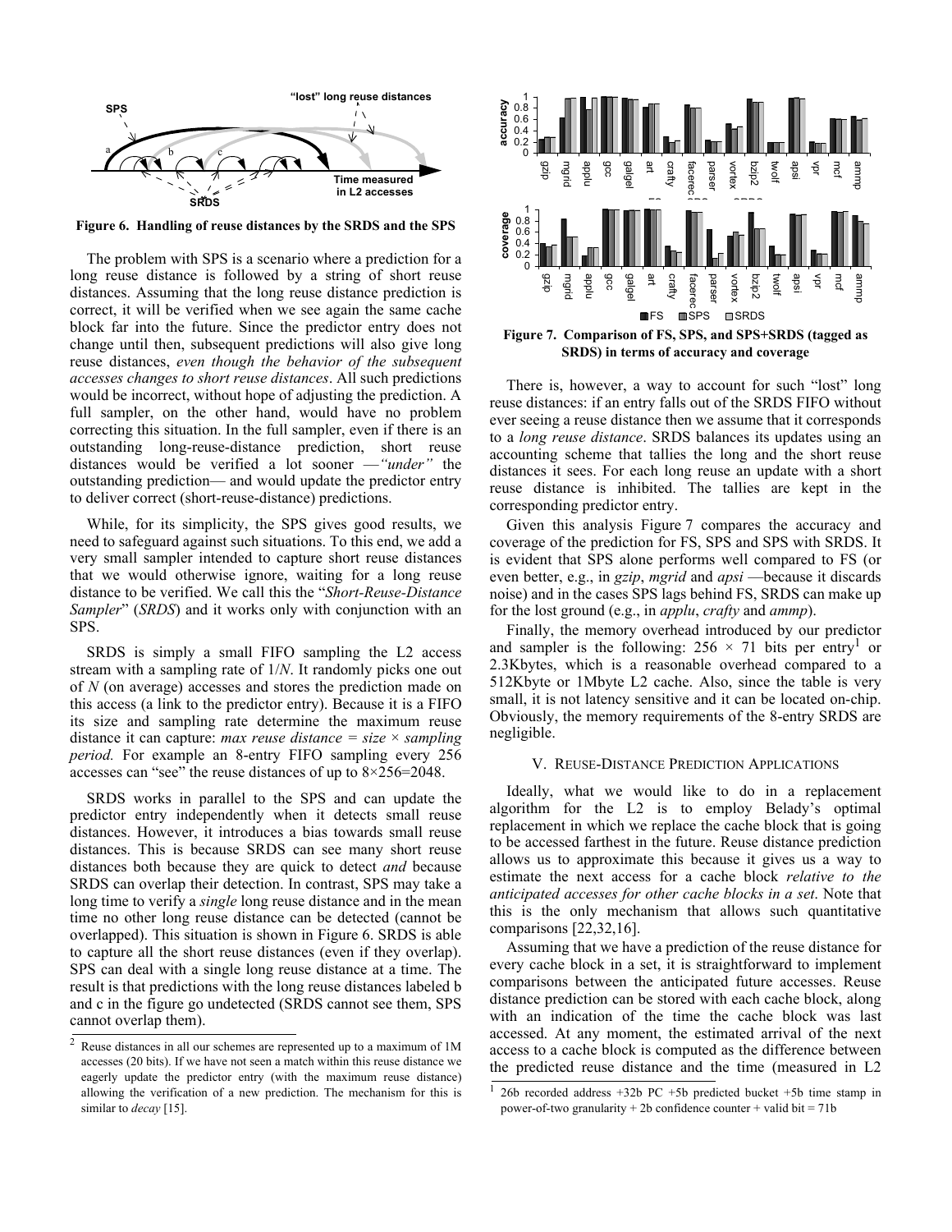SPS

"lost" long reuse distances

a b c

Time measured in L2 accesses

SRDS

**Figure 6. Handling of reuse distances by the SRDS and the SPS**

The problem with SPS is a scenario where a prediction for a long reuse distance is followed by a string of short reuse distances. Assuming that the long reuse distance prediction is correct, it will be verified when we see again the same cache block far into the future. Since the predictor entry does not change until then, subsequent predictions will also give long reuse distances, *even though the behavior of the subsequent accesses changes to short reuse distances*. All such predictions would be incorrect, without hope of adjusting the prediction. A full sampler, on the other hand, would have no problem correcting this situation. In the full sampler, even if there is an outstanding long-reuse-distance prediction, short reuse distances would be verified a lot sooner —*"under"* the outstanding prediction— and would update the predictor entry to deliver correct (short-reuse-distance) predictions.

While, for its simplicity, the SPS gives good results, we need to safeguard against such situations. To this end, we add a very small sampler intended to capture short reuse distances that we would otherwise ignore, waiting for a long reuse distance to be verified. We call this the "*Short-Reuse-Distance Sampler*" (*SRDS*) and it works only with conjunction with an SPS.

SRDS is simply a small FIFO sampling the L2 access stream with a sampling rate of $1/N$. It randomly picks one out of $N$ (on average) accesses and stores the prediction made on this access (a link to the predictor entry). Because it is a FIFO its size and sampling rate determine the maximum reuse distance it can capture: *max reuse distance = size × sampling period.* For example an 8-entry FIFO sampling every 256 accesses can "see" the reuse distances of up to 8×256=2048.

SRDS works in parallel to the SPS and can update the predictor entry independently when it detects small reuse distances. However, it introduces a bias towards small reuse distances. This is because SRDS can see many short reuse distances both because they are quick to detect *and* because SRDS can overlap their detection. In contrast, SPS may take a long time to verify a *single* long reuse distance and in the mean time no other long reuse distance can be detected (cannot be overlapped). This situation is shown in Figure 6. SRDS is able to capture all the short reuse distances (even if they overlap). SPS can deal with a single long reuse distance at a time. The result is that predictions with the long reuse distances labeled b and c in the figure go undetected (SRDS cannot see them, SPS cannot overlap them).

accuracy

1 0.8 0.6 0.4 0.2 0

gzip mgrid applu gcc galgel art crafty facerec parser vortex bzip2 twolf apsi vpr mcf ammp

coverage

1 0.8 0.6 0.4 0.2 0

gzip mgrid applu gcc galgel art crafty facerec parser vortex bzip2 twolf apsi vpr mcf ammp

FS SPS SRDS

**Figure 7. Comparison of FS, SPS, and SPS+SRDS (tagged as SRDS) in terms of accuracy and coverage**

There is, however, a way to account for such "lost" long reuse distances: if an entry falls out of the SRDS FIFO without ever seeing a reuse distance then we assume that it corresponds to a *long reuse distance*. SRDS balances its updates using an accounting scheme that tallies the long and the short reuse distances it sees. For each long reuse an update with a short reuse distance is inhibited. The tallies are kept in the corresponding predictor entry.

Given this analysis Figure 7 compares the accuracy and coverage of the prediction for FS, SPS and SPS with SRDS. It is evident that SPS alone performs well compared to FS (or even better, e.g., in *gzip*, *mgrid* and *apsi* —because it discards noise) and in the cases SPS lags behind FS, SRDS can make up for the lost ground (e.g., in *applu*, *crafty* and *ammp*).

Finally, the memory overhead introduced by our predictor and sampler is the following: 256 × 71 bits per entry[1] or 2.3Kbytes, which is a reasonable overhead compared to a 512Kbyte or 1Mbyte L2 cache. Also, since the table is very small, it is not latency sensitive and it can be located on-chip. Obviously, the memory requirements of the 8-entry SRDS are negligible.

## V. Reuse-Distance Prediction Applications

Ideally, what we would like to do in a replacement algorithm for the L2 is to employ Belady's optimal replacement in which we replace the cache block that is going to be accessed farthest in the future. Reuse distance prediction allows us to approximate this because it gives us a way to estimate the next access for a cache block *relative to the anticipated accesses for other cache blocks in a set*. Note that this is the only mechanism that allows such quantitative comparisons [22,32,16].

Assuming that we have a prediction of the reuse distance for every cache block in a set, it is straightforward to implement comparisons between the anticipated future accesses. Reuse distance prediction can be stored with each cache block, along with an indication of the time the cache block was last accessed. At any moment, the estimated arrival of the next access to a cache block is computed as the difference between the predicted reuse distance and the time (measured in L2

---

[2] Reuse distances in all our schemes are represented up to a maximum of 1M accesses (20 bits). If we have not seen a match within this reuse distance we eagerly update the predictor entry (with the maximum reuse distance) allowing the verification of a new prediction. The mechanism for this is similar to *decay* [15].

[1] 26b recorded address +32b PC +5b predicted bucket +5b time stamp in power-of-two granularity + 2b confidence counter + valid bit = 71b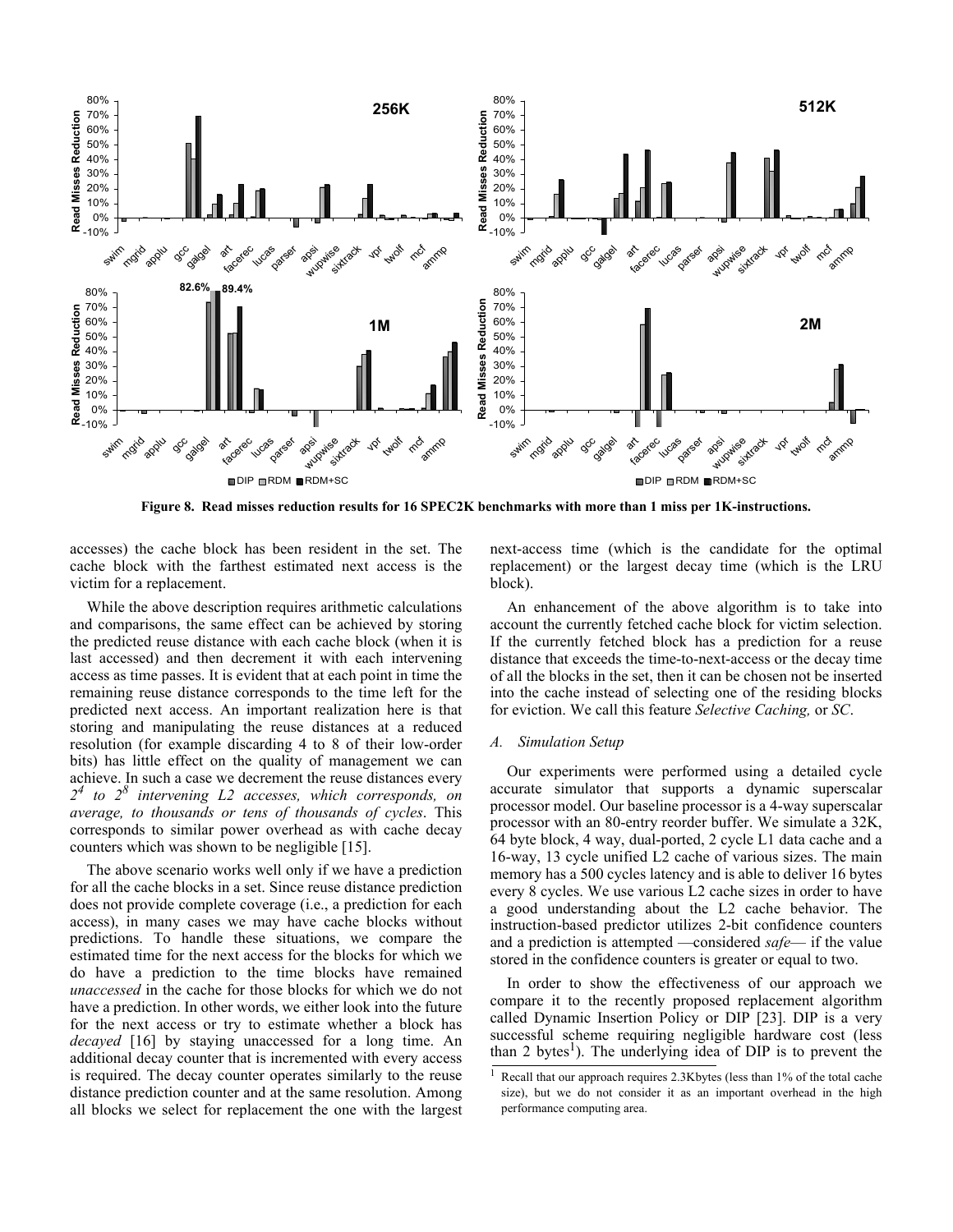256K

512K

1M

2M

82.6% 89.4%

Read Misses Reduction

80%
70%
60%
50%
40%
30%
20%
10%
0%
-10%

swim mgrid applu gcc galgel art facerec lucas parser apsi wupwise sixtrack vpr twolf mcf ammp

DIP RDM RDM+SC

**Figure 8. Read misses reduction results for 16 SPEC2K benchmarks with more than 1 miss per 1K-instructions.**

accesses) the cache block has been resident in the set. The cache block with the farthest estimated next access is the victim for a replacement.

While the above description requires arithmetic calculations and comparisons, the same effect can be achieved by storing the predicted reuse distance with each cache block (when it is last accessed) and then decrement it with each intervening access as time passes. It is evident that at each point in time the remaining reuse distance corresponds to the time left for the predicted next access. An important realization here is that storing and manipulating the reuse distances at a reduced resolution (for example discarding 4 to 8 of their low-order bits) has little effect on the quality of management we can achieve. In such a case we decrement the reuse distances every *$2^4$ to $2^8$ intervening L2 accesses, which corresponds, on average, to thousands or tens of thousands of cycles*. This corresponds to similar power overhead as with cache decay counters which was shown to be negligible [15].

The above scenario works well only if we have a prediction for all the cache blocks in a set. Since reuse distance prediction does not provide complete coverage (i.e., a prediction for each access), in many cases we may have cache blocks without predictions. To handle these situations, we compare the estimated time for the next access for the blocks for which we do have a prediction to the time blocks have remained *unaccessed* in the cache for those blocks for which we do not have a prediction. In other words, we either look into the future for the next access or try to estimate whether a block has *decayed* [16] by staying unaccessed for a long time. An additional decay counter that is incremented with every access is required. The decay counter operates similarly to the reuse distance prediction counter and at the same resolution. Among all blocks we select for replacement the one with the largest next-access time (which is the candidate for the optimal replacement) or the largest decay time (which is the LRU block).

An enhancement of the above algorithm is to take into account the currently fetched cache block for victim selection. If the currently fetched block has a prediction for a reuse distance that exceeds the time-to-next-access or the decay time of all the blocks in the set, then it can be chosen not be inserted into the cache instead of selecting one of the residing blocks for eviction. We call this feature *Selective Caching,* or *SC*.

### *A. Simulation Setup*

Our experiments were performed using a detailed cycle accurate simulator that supports a dynamic superscalar processor model. Our baseline processor is a 4-way superscalar processor with an 80-entry reorder buffer. We simulate a 32K, 64 byte block, 4 way, dual-ported, 2 cycle L1 data cache and a 16-way, 13 cycle unified L2 cache of various sizes. The main memory has a 500 cycles latency and is able to deliver 16 bytes every 8 cycles. We use various L2 cache sizes in order to have a good understanding about the L2 cache behavior. The instruction-based predictor utilizes 2-bit confidence counters and a prediction is attempted —considered *safe*— if the value stored in the confidence counters is greater or equal to two.

In order to show the effectiveness of our approach we compare it to the recently proposed replacement algorithm called Dynamic Insertion Policy or DIP [23]. DIP is a very successful scheme requiring negligible hardware cost (less than 2 bytes[1]). The underlying idea of DIP is to prevent the

[1] Recall that our approach requires 2.3Kbytes (less than 1% of the total cache size), but we do not consider it as an important overhead in the high performance computing area.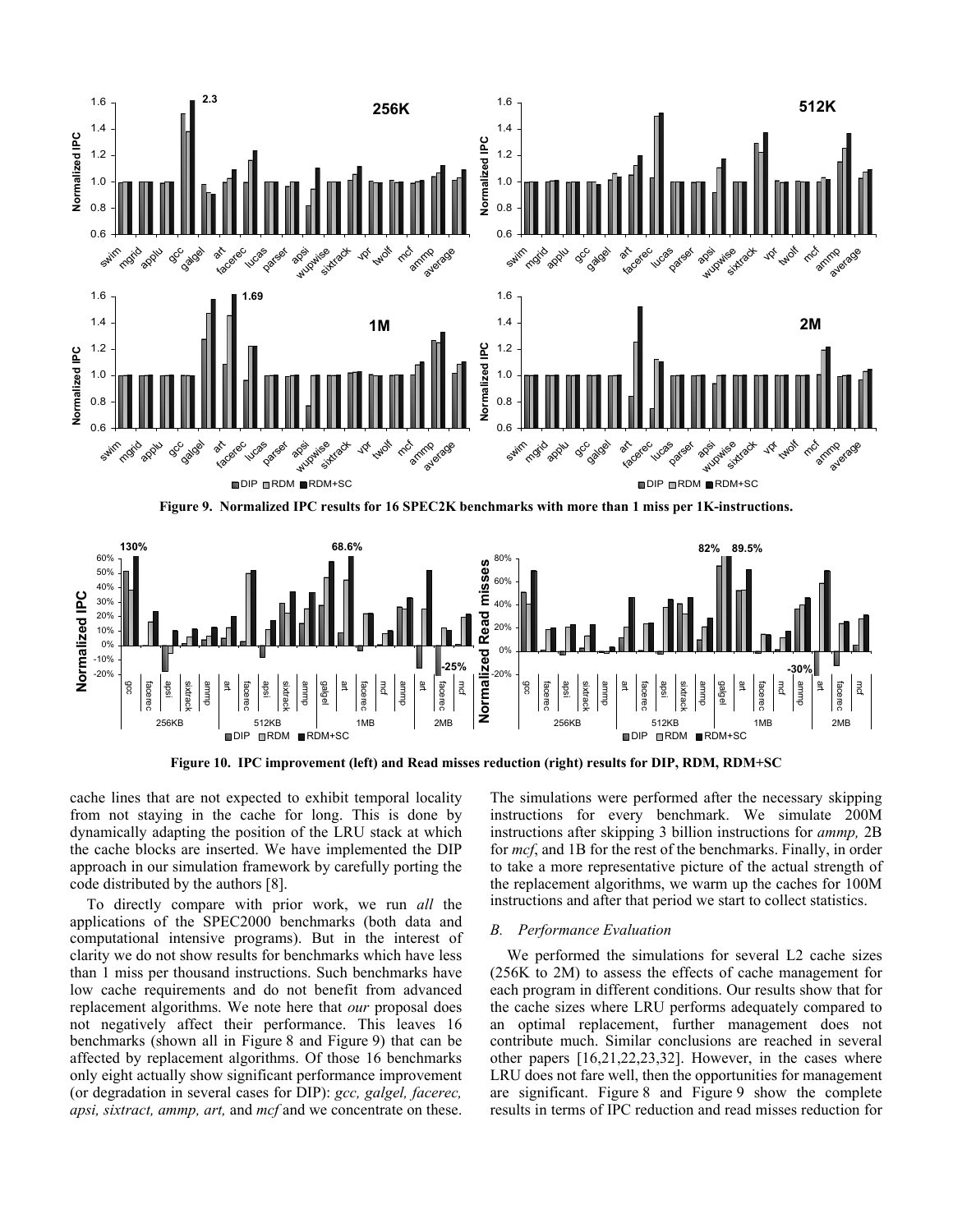**Figure 9. Normalized IPC results for 16 SPEC2K benchmarks with more than 1 miss per 1K-instructions.**

**Figure 10. IPC improvement (left) and Read misses reduction (right) results for DIP, RDM, RDM+SC**

cache lines that are not expected to exhibit temporal locality from not staying in the cache for long. This is done by dynamically adapting the position of the LRU stack at which the cache blocks are inserted. We have implemented the DIP approach in our simulation framework by carefully porting the code distributed by the authors [8].

To directly compare with prior work, we run *all* the applications of the SPEC2000 benchmarks (both data and computational intensive programs). But in the interest of clarity we do not show results for benchmarks which have less than 1 miss per thousand instructions. Such benchmarks have low cache requirements and do not benefit from advanced replacement algorithms. We note here that *our* proposal does not negatively affect their performance. This leaves 16 benchmarks (shown all in Figure 8 and Figure 9) that can be affected by replacement algorithms. Of those 16 benchmarks only eight actually show significant performance improvement (or degradation in several cases for DIP): *gcc, galgel, facerec, apsi, sixtract, ammp, art,* and *mcf* and we concentrate on these.

The simulations were performed after the necessary skipping instructions for every benchmark. We simulate 200M instructions after skipping 3 billion instructions for *ammp,* 2B for *mcf*, and 1B for the rest of the benchmarks. Finally, in order to take a more representative picture of the actual strength of the replacement algorithms, we warm up the caches for 100M instructions and after that period we start to collect statistics.

### B. Performance Evaluation

We performed the simulations for several L2 cache sizes (256K to 2M) to assess the effects of cache management for each program in different conditions. Our results show that for the cache sizes where LRU performs adequately compared to an optimal replacement, further management does not contribute much. Similar conclusions are reached in several other papers [16,21,22,23,32]. However, in the cases where LRU does not fare well, then the opportunities for management are significant. Figure 8 and Figure 9 show the complete results in terms of IPC reduction and read misses reduction for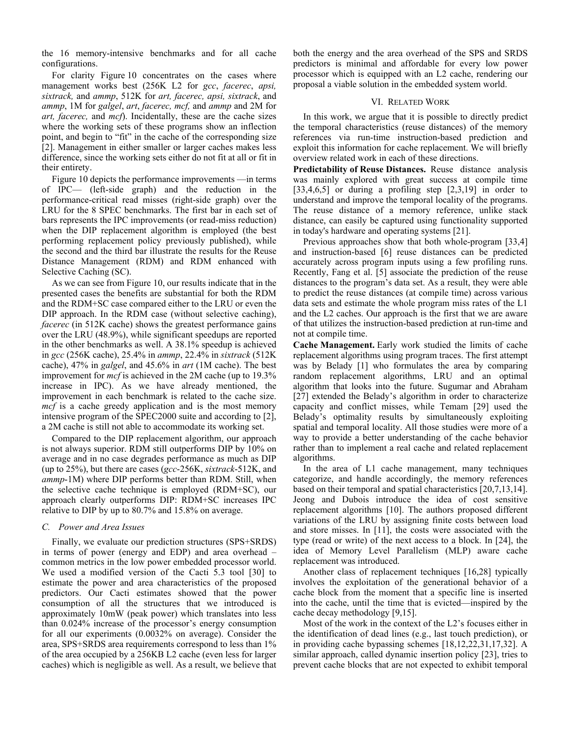the 16 memory-intensive benchmarks and for all cache configurations.

For clarity Figure 10 concentrates on the cases where management works best (256K L2 for *gcc*, *facerec*, *apsi, sixtrack,* and *ammp*, 512K for *art, facerec, apsi, sixtrack*, and *ammp*, 1M for *galgel*, *art*, *facerec, mcf,* and *ammp* and 2M for *art, facerec,* and *mcf*). Incidentally, these are the cache sizes where the working sets of these programs show an inflection point, and begin to "fit" in the cache of the corresponding size [2]. Management in either smaller or larger caches makes less difference, since the working sets either do not fit at all or fit in their entirety.

Figure 10 depicts the performance improvements —in terms of IPC— (left-side graph) and the reduction in the performance-critical read misses (right-side graph) over the LRU for the 8 SPEC benchmarks. The first bar in each set of bars represents the IPC improvements (or read-miss reduction) when the DIP replacement algorithm is employed (the best performing replacement policy previously published), while the second and the third bar illustrate the results for the Reuse Distance Management (RDM) and RDM enhanced with Selective Caching (SC).

As we can see from Figure 10, our results indicate that in the presented cases the benefits are substantial for both the RDM and the RDM+SC case compared either to the LRU or even the DIP approach. In the RDM case (without selective caching), *facerec* (in 512K cache) shows the greatest performance gains over the LRU (48.9%), while significant speedups are reported in the other benchmarks as well. A 38.1% speedup is achieved in *gcc* (256K cache), 25.4% in *ammp*, 22.4% in *sixtrack* (512K cache), 47% in *galgel*, and 45.6% in *art* (1M cache). The best improvement for *mcf* is achieved in the 2M cache (up to 19.3% increase in IPC). As we have already mentioned, the improvement in each benchmark is related to the cache size. *mcf* is a cache greedy application and is the most memory intensive program of the SPEC2000 suite and according to [2], a 2M cache is still not able to accommodate its working set.

Compared to the DIP replacement algorithm, our approach is not always superior. RDM still outperforms DIP by 10% on average and in no case degrades performance as much as DIP (up to 25%), but there are cases (*gcc*-256K, *sixtrack*-512K, and *ammp*-1M) where DIP performs better than RDM. Still, when the selective cache technique is employed (RDM+SC), our approach clearly outperforms DIP: RDM+SC increases IPC relative to DIP by up to 80.7% and 15.8% on average.

### C. Power and Area Issues

Finally, we evaluate our prediction structures (SPS+SRDS) in terms of power (energy and EDP) and area overhead – common metrics in the low power embedded processor world. We used a modified version of the Cacti 5.3 tool [30] to estimate the power and area characteristics of the proposed predictors. Our Cacti estimates showed that the power consumption of all the structures that we introduced is approximately 10mW (peak power) which translates into less than 0.024% increase of the processor's energy consumption for all our experiments (0.0032% on average). Consider the area, SPS+SRDS area requirements correspond to less than 1% of the area occupied by a 256KB L2 cache (even less for larger caches) which is negligible as well. As a result, we believe that both the energy and the area overhead of the SPS and SRDS predictors is minimal and affordable for every low power processor which is equipped with an L2 cache, rendering our proposal a viable solution in the embedded system world.

## VI. Related Work

In this work, we argue that it is possible to directly predict the temporal characteristics (reuse distances) of the memory references via run-time instruction-based prediction and exploit this information for cache replacement. We will briefly overview related work in each of these directions.

**Predictability of Reuse Distances.** Reuse distance analysis was mainly explored with great success at compile time [33,4,6,5] or during a profiling step [2,3,19] in order to understand and improve the temporal locality of the programs. The reuse distance of a memory reference, unlike stack distance, can easily be captured using functionality supported in today's hardware and operating systems [21].

Previous approaches show that both whole-program [33,4] and instruction-based [6] reuse distances can be predicted accurately across program inputs using a few profiling runs. Recently, Fang et al. [5] associate the prediction of the reuse distances to the program's data set. As a result, they were able to predict the reuse distances (at compile time) across various data sets and estimate the whole program miss rates of the L1 and the L2 caches. Our approach is the first that we are aware of that utilizes the instruction-based prediction at run-time and not at compile time.

**Cache Management.** Early work studied the limits of cache replacement algorithms using program traces. The first attempt was by Belady [1] who formulates the area by comparing random replacement algorithms, LRU and an optimal algorithm that looks into the future. Sugumar and Abraham [27] extended the Belady's algorithm in order to characterize capacity and conflict misses, while Temam [29] used the Belady's optimality results by simultaneously exploiting spatial and temporal locality. All those studies were more of a way to provide a better understanding of the cache behavior rather than to implement a real cache and related replacement algorithms.

In the area of L1 cache management, many techniques categorize, and handle accordingly, the memory references based on their temporal and spatial characteristics [20,7,13,14]. Jeong and Dubois introduce the idea of cost sensitive replacement algorithms [10]. The authors proposed different variations of the LRU by assigning finite costs between load and store misses. In [11], the costs were associated with the type (read or write) of the next access to a block. In [24], the idea of Memory Level Parallelism (MLP) aware cache replacement was introduced.

Another class of replacement techniques [16,28] typically involves the exploitation of the generational behavior of a cache block from the moment that a specific line is inserted into the cache, until the time that is evicted—inspired by the cache decay methodology [9,15].

Most of the work in the context of the L2's focuses either in the identification of dead lines (e.g., last touch prediction), or in providing cache bypassing schemes [18,12,22,31,17,32]. A similar approach, called dynamic insertion policy [23], tries to prevent cache blocks that are not expected to exhibit temporal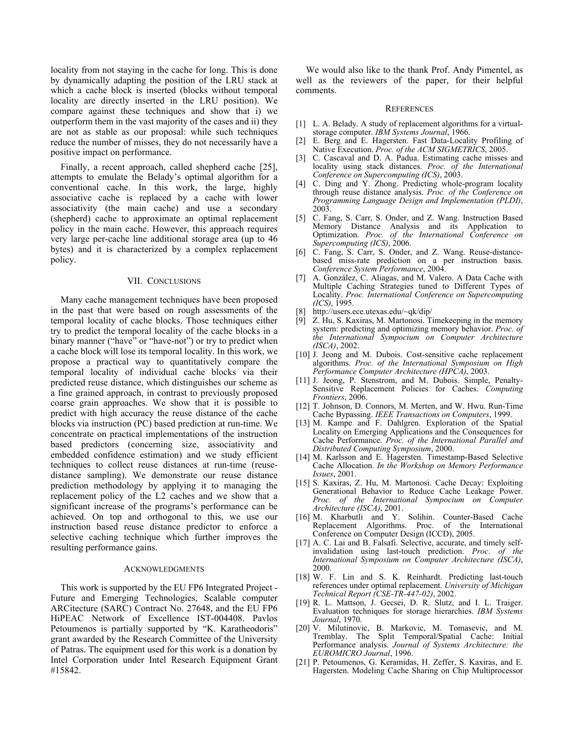locality from not staying in the cache for long. This is done by dynamically adapting the position of the LRU stack at which a cache block is inserted (blocks without temporal locality are directly inserted in the LRU position). We compare against these techniques and show that i) we outperform them in the vast majority of the cases and ii) they are not as stable as our proposal: while such techniques reduce the number of misses, they do not necessarily have a positive impact on performance.

Finally, a recent approach, called shepherd cache [25], attempts to emulate the Belady's optimal algorithm for a conventional cache. In this work, the large, highly associative cache is replaced by a cache with lower associativity (the main cache) and use a secondary (shepherd) cache to approximate an optimal replacement policy in the main cache. However, this approach requires very large per-cache line additional storage area (up to 46 bytes) and it is characterized by a complex replacement policy.

## VII. Conclusions

Many cache management techniques have been proposed in the past that were based on rough assessments of the temporal locality of cache blocks. Those techniques either try to predict the temporal locality of the cache blocks in a binary manner ("have" or "have-not") or try to predict when a cache block will lose its temporal locality. In this work, we propose a practical way to quantitatively compare the temporal locality of individual cache blocks via their predicted reuse distance, which distinguishes our scheme as a fine grained approach, in contrast to previously proposed coarse grain approaches. We show that it is possible to predict with high accuracy the reuse distance of the cache blocks via instruction (PC) based prediction at run-time. We concentrate on practical implementations of the instruction based predictors (concerning size, associativity and embedded confidence estimation) and we study efficient techniques to collect reuse distances at run-time (reuse-distance sampling). We demonstrate our reuse distance prediction methodology by applying it to managing the replacement policy of the L2 caches and we show that a significant increase of the programs's performance can be achieved. On top and orthogonal to this, we use our instruction based reuse distance predictor to enforce a selective caching technique which further improves the resulting performance gains.

## Acknowledgments

This work is supported by the EU FP6 Integrated Project - Future and Emerging Technologies, Scalable computer ARCitecture (SARC) Contract No. 27648, and the EU FP6 HiPEAC Network of Excellence IST-004408. Pavlos Petoumenos is partially supported by "K. Karatheodoris" grant awarded by the Research Committee of the University of Patras. The equipment used for this work is a donation by Intel Corporation under Intel Research Equipment Grant #15842.

We would also like to the thank Prof. Andy Pimentel, as well as the reviewers of the paper, for their helpful comments.

## References

[1] L. A. Belady. A study of replacement algorithms for a virtual-storage computer. *IBM Systems Journal*, 1966.

[2] E. Berg and E. Hagersten. Fast Data-Locality Profiling of Native Execution. *Proc. of the ACM SIGMETRICS*, 2005.

[3] C. Cascaval and D. A. Padua. Estimating cache misses and locality using stack distances. *Proc. of the International Conference on Supercomputing (ICS)*, 2003.

[4] C. Ding and Y. Zhong. Predicting whole-program locality through reuse distance analysis. *Proc. of the Conference on Programming Language Design and Implementation (PLDI)*, 2003.

[5] C. Fang, S. Carr, S. Onder, and Z. Wang. Instruction Based Memory Distance Analysis and its Application to Optimization. *Proc. of the International Conference on Supercomputing (ICS)*, 2006.

[6] C. Fang, S. Carr, S. Onder, and Z. Wang. Reuse-distance-based miss-rate prediction on a per instruction basis. *Conference System Performance*, 2004.

[7] A. González, C. Aliagas, and M. Valero. A Data Cache with Multiple Caching Strategies tuned to Different Types of Locality. *Proc. International Conference on Supercomputing (ICS)*, 1995.

[8] http://users.ece.utexas.edu/~qk/dip/

[9] Z. Hu, S. Kaxiras, M. Martonosi. Timekeeping in the memory system: predicting and optimizing memory behavior. *Proc. of the International Sympocium on Computer Architecture (ISCA)*, 2002.

[10] J. Jeong and M. Dubois. Cost-sensitive cache replacement algorithms. *Proc. of the International Symposium on High Performance Computer Architecture (HPCA)*, 2003.

[11] J. Jeong, P. Stenstrom, and M. Dubois. Simple, Penalty-Sensitive Replacement Policies for Caches. *Computing Frontiers*, 2006.

[12] T. Johnson, D. Connors, M. Merten, and W. Hwu. Run-Time Cache Bypassing. *IEEE Transactions on Computers*, 1999.

[13] M. Kampe and F. Dahlgren. Exploration of the Spatial Locality on Emerging Applications and the Consequences for Cache Performance. *Proc. of the International Parallel and Distributed Computing Symposium*, 2000.

[14] M. Karlsson and E. Hagersten. Timestamp-Based Selective Cache Allocation. *In the Workshop on Memory Performance Issues*, 2001.

[15] S. Kaxiras, Z. Hu, M. Martonosi. Cache Decay: Exploiting Generational Behavior to Reduce Cache Leakage Power. *Proc. of the International Sympocium on Computer Architecture (ISCA)*, 2001.

[16] M. Kharbutli and Y. Solihin. Counter-Based Cache Replacement Algorithms. Proc. of the International Conference on Computer Design (ICCD), 2005.

[17] A. C. Lai and B. Falsafi. Selective, accurate, and timely self-invalidation using last-touch prediction. *Proc. of the International Symposium on Computer Architecture (ISCA)*, 2000.

[18] W. F. Lin and S. K. Reinhardt. Predicting last-touch references under optimal replacement. *University of Michigan Technical Report (CSE-TR-447-02)*, 2002.

[19] R. L. Mattson, J. Gecsei, D. R. Slutz, and I. L. Traiger. Evaluation techniques for storage hierarchies. *IBM Systems Journal*, 1970.

[20] V. Milutinovic, B. Markovic, M. Tomasevic, and M. Tremblay. The Split Temporal/Spatial Cache: Initial Performance analysis. *Journal of Systems Architecture: the EUROMICRO Journal*, 1996.

[21] P. Petoumenos, G. Keramidas, H. Zeffer, S. Kaxiras, and E. Hagersten. Modeling Cache Sharing on Chip Multiprocessor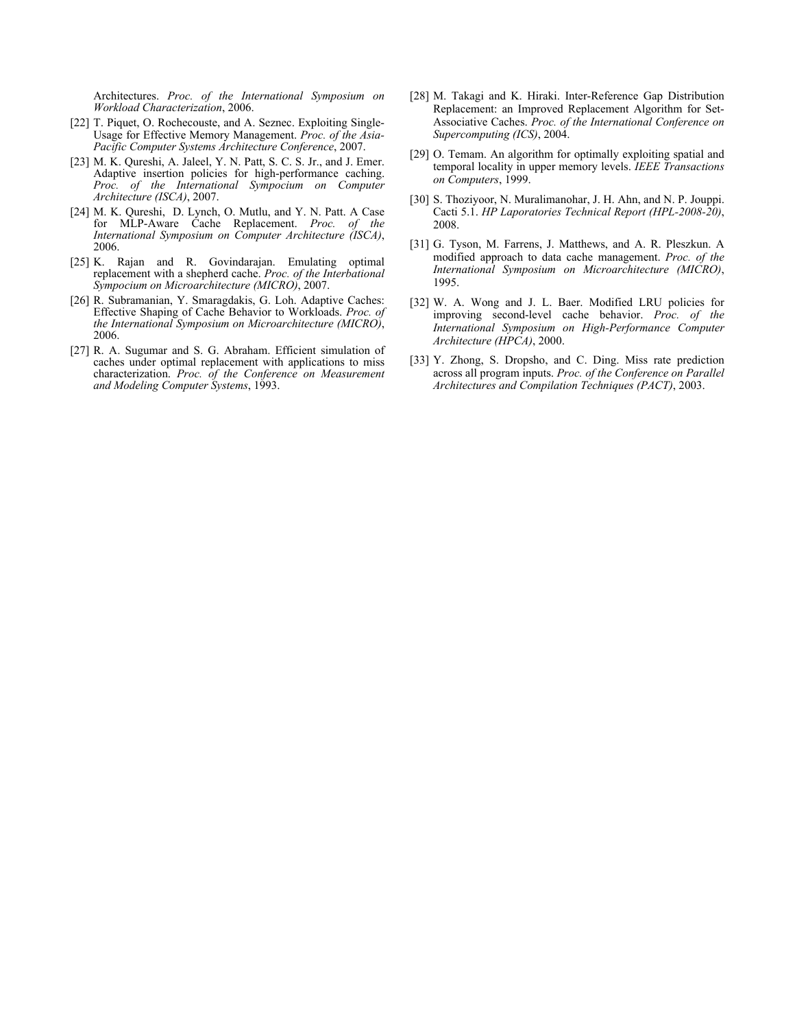Architectures. *Proc. of the International Symposium on Workload Characterization*, 2006.

[22] T. Piquet, O. Rochecouste, and A. Seznec. Exploiting Single-Usage for Effective Memory Management. *Proc. of the Asia-Pacific Computer Systems Architecture Conference*, 2007.

[23] M. K. Qureshi, A. Jaleel, Y. N. Patt, S. C. S. Jr., and J. Emer. Adaptive insertion policies for high-performance caching. *Proc. of the International Sympocium on Computer Architecture (ISCA)*, 2007.

[24] M. K. Qureshi, D. Lynch, O. Mutlu, and Y. N. Patt. A Case for MLP-Aware Cache Replacement. *Proc. of the International Symposium on Computer Architecture (ISCA)*, 2006.

[25] K. Rajan and R. Govindarajan. Emulating optimal replacement with a shepherd cache. *Proc. of the Interbational Sympocium on Microarchitecture (MICRO)*, 2007.

[26] R. Subramanian, Y. Smaragdakis, G. Loh. Adaptive Caches: Effective Shaping of Cache Behavior to Workloads. *Proc. of the International Symposium on Microarchitecture (MICRO)*, 2006.

[27] R. A. Sugumar and S. G. Abraham. Efficient simulation of caches under optimal replacement with applications to miss characterization. *Proc. of the Conference on Measurement and Modeling Computer Systems*, 1993.

[28] M. Takagi and K. Hiraki. Inter-Reference Gap Distribution Replacement: an Improved Replacement Algorithm for Set-Associative Caches. *Proc. of the International Conference on Supercomputing (ICS)*, 2004.

[29] O. Temam. An algorithm for optimally exploiting spatial and temporal locality in upper memory levels. *IEEE Transactions on Computers*, 1999.

[30] S. Thoziyoor, N. Muralimanohar, J. H. Ahn, and N. P. Jouppi. Cacti 5.1. *HP Laporatories Technical Report (HPL-2008-20)*, 2008.

[31] G. Tyson, M. Farrens, J. Matthews, and A. R. Pleszkun. A modified approach to data cache management. *Proc. of the International Symposium on Microarchitecture (MICRO)*, 1995.

[32] W. A. Wong and J. L. Baer. Modified LRU policies for improving second-level cache behavior. *Proc. of the International Symposium on High-Performance Computer Architecture (HPCA)*, 2000.

[33] Y. Zhong, S. Dropsho, and C. Ding. Miss rate prediction across all program inputs. *Proc. of the Conference on Parallel Architectures and Compilation Techniques (PACT)*, 2003.